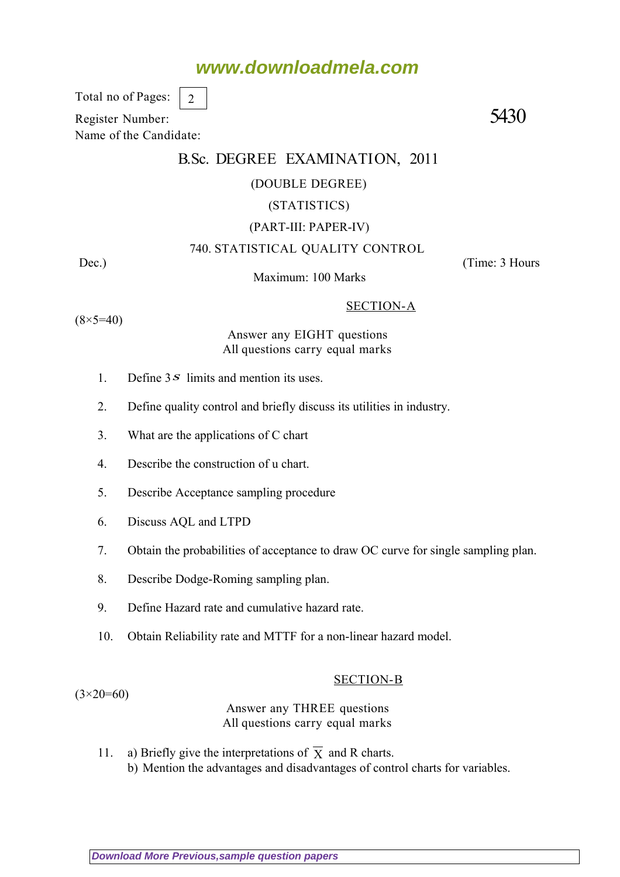www.downloadmela.com

Total no of Pages: 2

Register Number:

Name of the Candidate:

5430

# B.Sc. DEGREE EXAMINATION, 2011

(DOUBLE DEGREE)

(STATISTICS)

(PART-III: PAPER-IV)

740. STATISTICAL QUALITY CONTROL

Dec.) (Time: 3 Hours

Maximum: 100 Marks

## SECTION-A

(8×5=40)

Answer any EIGHT questions
All questions carry equal marks

1. Define $3s$ limits and mention its uses.
2. Define quality control and briefly discuss its utilities in industry.
3. What are the applications of C chart
4. Describe the construction of u chart.
5. Describe Acceptance sampling procedure
6. Discuss AQL and LTPD
7. Obtain the probabilities of acceptance to draw OC curve for single sampling plan.
8. Describe Dodge-Roming sampling plan.
9. Define Hazard rate and cumulative hazard rate.
10. Obtain Reliability rate and MTTF for a non-linear hazard model.

## SECTION-B

(3×20=60)

Answer any THREE questions
All questions carry equal marks

11. a) Briefly give the interpretations of $\overline{X}$ and R charts.
    b) Mention the advantages and disadvantages of control charts for variables.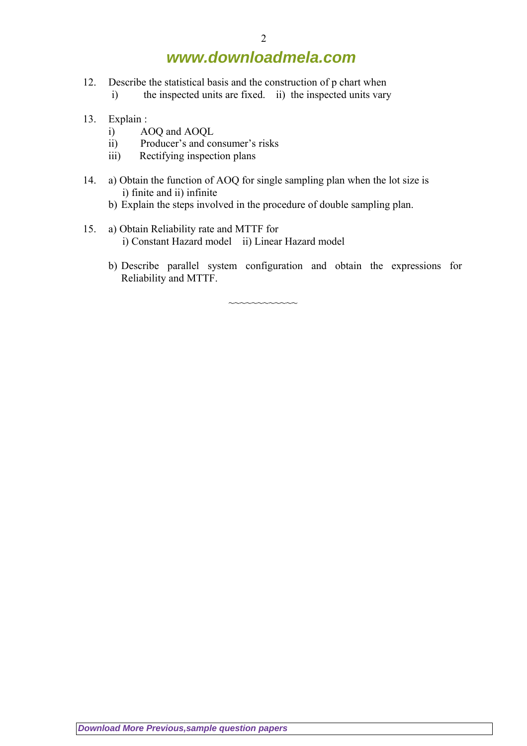12. Describe the statistical basis and the construction of p chart when
    i) the inspected units are fixed. ii) the inspected units vary

13. Explain :
    i) AOQ and AOQL
    ii) Producer's and consumer's risks
    iii) Rectifying inspection plans

14. a) Obtain the function of AOQ for single sampling plan when the lot size is
    i) finite and ii) infinite
    b) Explain the steps involved in the procedure of double sampling plan.

15. a) Obtain Reliability rate and MTTF for
    i) Constant Hazard model ii) Linear Hazard model

    b) Describe parallel system configuration and obtain the expressions for Reliability and MTTF.

~~~~~~~~~~~~